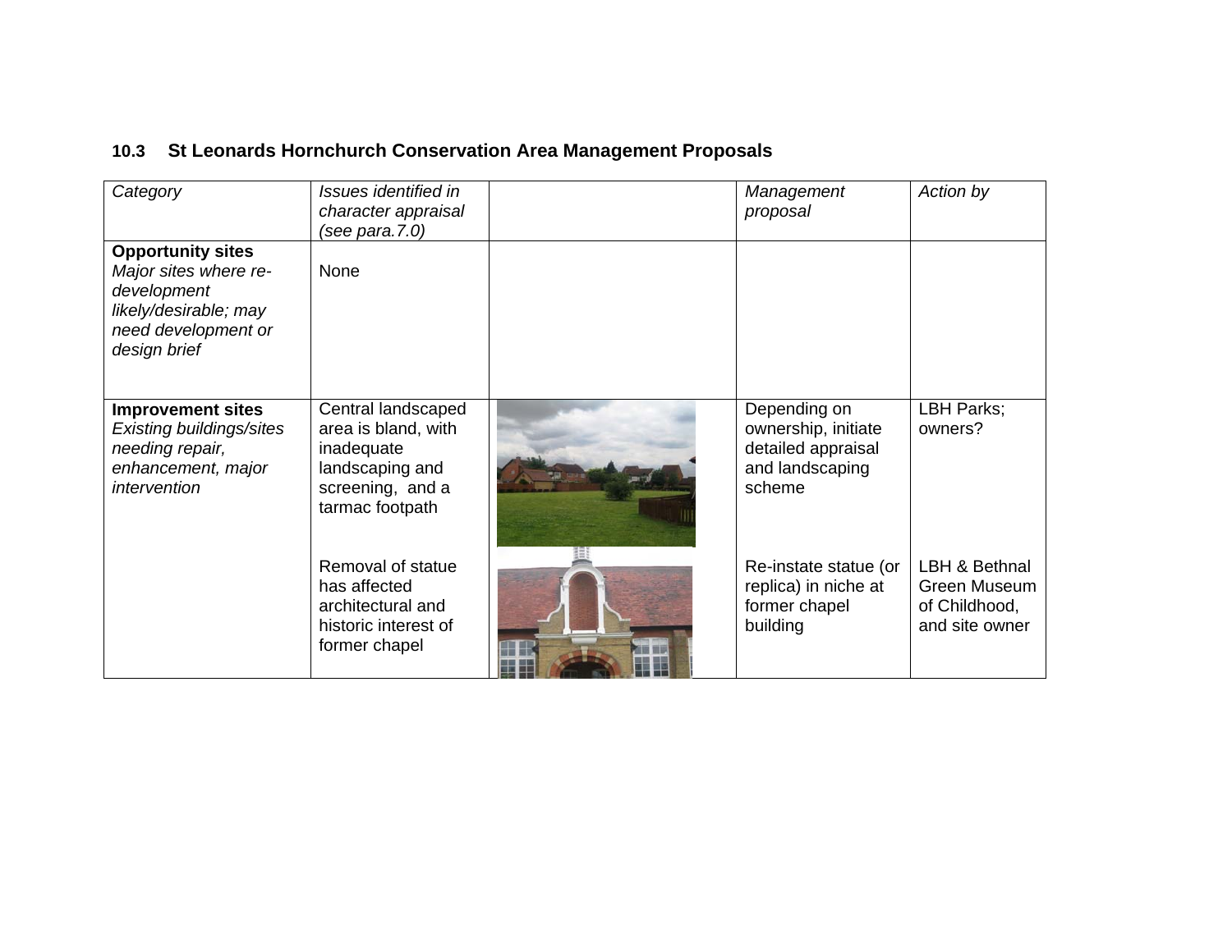## 10.3 St Leonards Hornchurch Conservation Area Management Proposals

| *Category* | *Issues identified in character appraisal (see para.7.0)* | | *Management proposal* | *Action by* |
|---|---|---|---|---|
| **Opportunity sites** *Major sites where re-development likely/desirable; may need development or design brief* | None | | | |
| **Improvement sites** *Existing buildings/sites needing repair, enhancement, major intervention* | Central landscaped area is bland, with inadequate landscaping and screening, and a tarmac footpath | | Depending on ownership, initiate detailed appraisal and landscaping scheme | LBH Parks; owners? |
| | Removal of statue has affected architectural and historic interest of former chapel | | Re-instate statue (or replica) in niche at former chapel building | LBH & Bethnal Green Museum of Childhood, and site owner |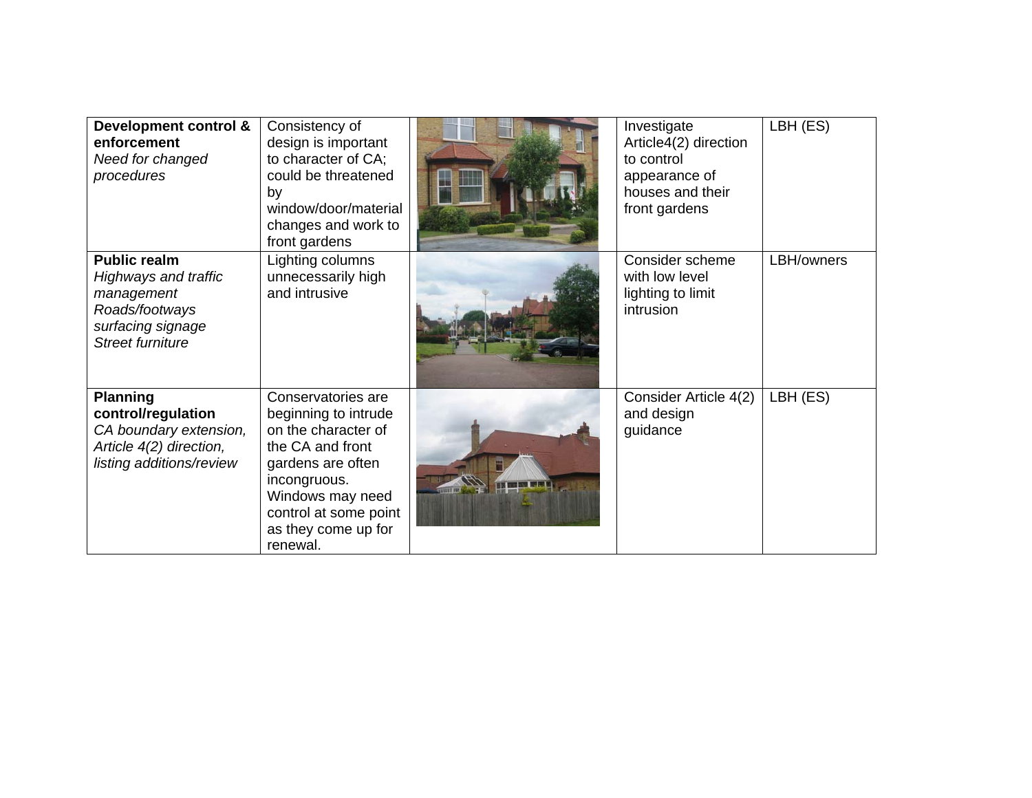| **Development control & enforcement** *Need for changed procedures* | Consistency of design is important to character of CA; could be threatened by window/door/material changes and work to front gardens | | Investigate Article4(2) direction to control appearance of houses and their front gardens | LBH (ES) |
|---|---|---|---|---|
| **Public realm** *Highways and traffic management Roads/footways surfacing signage Street furniture* | Lighting columns unnecessarily high and intrusive | | Consider scheme with low level lighting to limit intrusion | LBH/owners |
| **Planning control/regulation** *CA boundary extension, Article 4(2) direction, listing additions/review* | Conservatories are beginning to intrude on the character of the CA and front gardens are often incongruous. Windows may need control at some point as they come up for renewal. | | Consider Article 4(2) and design guidance | LBH (ES) |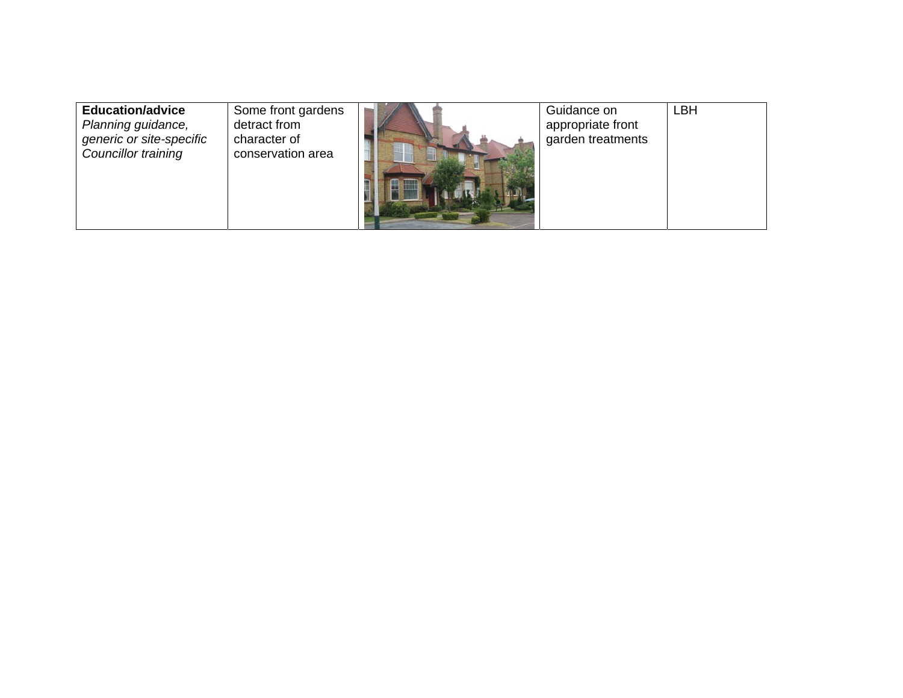| | | | | |
|---|---|---|---|---|
| **Education/advice**<br>*Planning guidance, generic or site-specific*<br>*Councillor training* | Some front gardens detract from character of conservation area | | Guidance on appropriate front garden treatments | LBH |